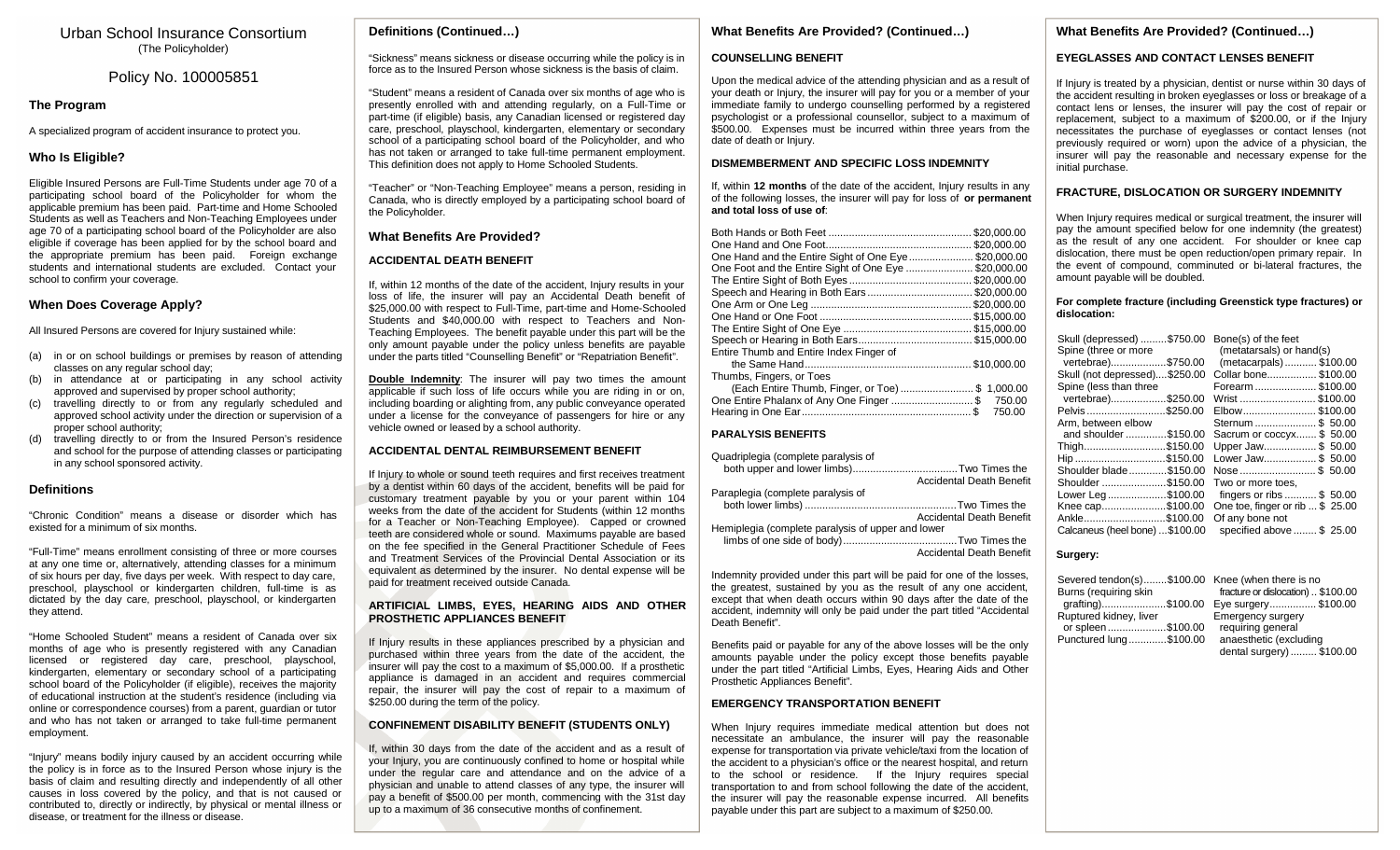# Urban School Insurance Consortium

(The Policyholder)

## Policy No. 100005851

### The Program

A specialized program of accident insurance to protect you.

### Who Is Eligible?

Eligible Insured Persons are Full-Time Students under age 70 of a participating school board of the Policyholder for whom the applicable premium has been paid. Part-time and Home Schooled Students as well as Teachers and Non-Teaching Employees under age 70 of a participating school board of the Policyholder are also eligible if coverage has been applied for by the school board and the appropriate premium has been paid. Foreign exchange students and international students are excluded. Contact your school to confirm your coverage.

### When Does Coverage Apply?

All Insured Persons are covered for Injury sustained while:

(a) in or on school buildings or premises by reason of attending classes on any regular school day;
(b) in attendance at or participating in any school activity approved and supervised by proper school authority;
(c) travelling directly to or from any regularly scheduled and approved school activity under the direction or supervision of a proper school authority;
(d) travelling directly to or from the Insured Person's residence and school for the purpose of attending classes or participating in any school sponsored activity.

### Definitions

"Chronic Condition" means a disease or disorder which has existed for a minimum of six months.

"Full-Time" means enrollment consisting of three or more courses at any one time or, alternatively, attending classes for a minimum of six hours per day, five days per week. With respect to day care, preschool, playschool or kindergarten children, full-time is as dictated by the day care, preschool, playschool, or kindergarten they attend.

"Home Schooled Student" means a resident of Canada over six months of age who is presently registered with any Canadian licensed or registered day care, preschool, playschool, kindergarten, elementary or secondary school of a participating school board of the Policyholder (if eligible), receives the majority of educational instruction at the student's residence (including via online or correspondence courses) from a parent, guardian or tutor and who has not taken or arranged to take full-time permanent employment.

"Injury" means bodily injury caused by an accident occurring while the policy is in force as to the Insured Person whose injury is the basis of claim and resulting directly and independently of all other causes in loss covered by the policy, and that is not caused or contributed to, directly or indirectly, by physical or mental illness or disease, or treatment for the illness or disease.

### Definitions (Continued…)

"Sickness" means sickness or disease occurring while the policy is in force as to the Insured Person whose sickness is the basis of claim.

"Student" means a resident of Canada over six months of age who is presently enrolled with and attending regularly, on a Full-Time or part-time (if eligible) basis, any Canadian licensed or registered day care, preschool, playschool, kindergarten, elementary or secondary school of a participating school board of the Policyholder, and who has not taken or arranged to take full-time permanent employment. This definition does not apply to Home Schooled Students.

"Teacher" or "Non-Teaching Employee" means a person, residing in Canada, who is directly employed by a participating school board of the Policyholder.

### What Benefits Are Provided?

#### ACCIDENTAL DEATH BENEFIT

If, within 12 months of the date of the accident, Injury results in your loss of life, the insurer will pay an Accidental Death benefit of $25,000.00 with respect to Full-Time, part-time and Home-Schooled Students and $40,000.00 with respect to Teachers and Non-Teaching Employees. The benefit payable under this part will be the only amount payable under the policy unless benefits are payable under the parts titled "Counselling Benefit" or "Repatriation Benefit".

**Double Indemnity**: The insurer will pay two times the amount applicable if such loss of life occurs while you are riding in or on, including boarding or alighting from, any public conveyance operated under a license for the conveyance of passengers for hire or any vehicle owned or leased by a school authority.

#### ACCIDENTAL DENTAL REIMBURSEMENT BENEFIT

If Injury to whole or sound teeth requires and first receives treatment by a dentist within 60 days of the accident, benefits will be paid for customary treatment payable by you or your parent within 104 weeks from the date of the accident for Students (within 12 months for a Teacher or Non-Teaching Employee). Capped or crowned teeth are considered whole or sound. Maximums payable are based on the fee specified in the General Practitioner Schedule of Fees and Treatment Services of the Provincial Dental Association or its equivalent as determined by the insurer. No dental expense will be paid for treatment received outside Canada.

#### ARTIFICIAL LIMBS, EYES, HEARING AIDS AND OTHER PROSTHETIC APPLIANCES BENEFIT

If Injury results in these appliances prescribed by a physician and purchased within three years from the date of the accident, the insurer will pay the cost to a maximum of $5,000.00. If a prosthetic appliance is damaged in an accident and requires commercial repair, the insurer will pay the cost of repair to a maximum of $250.00 during the term of the policy.

#### CONFINEMENT DISABILITY BENEFIT (STUDENTS ONLY)

If, within 30 days from the date of the accident and as a result of your Injury, you are continuously confined to home or hospital while under the regular care and attendance and on the advice of a physician and unable to attend classes of any type, the insurer will pay a benefit of $500.00 per month, commencing with the 31st day up to a maximum of 36 consecutive months of confinement.

### What Benefits Are Provided? (Continued…)

#### COUNSELLING BENEFIT

Upon the medical advice of the attending physician and as a result of your death or Injury, the insurer will pay for you or a member of your immediate family to undergo counselling performed by a registered psychologist or a professional counsellor, subject to a maximum of $500.00. Expenses must be incurred within three years from the date of death or Injury.

#### DISMEMBERMENT AND SPECIFIC LOSS INDEMNITY

If, within **12 months** of the date of the accident, Injury results in any of the following losses, the insurer will pay for loss of **or permanent and total loss of use of**:

| Loss | Amount |
|---|---|
| Both Hands or Both Feet | $20,000.00 |
| One Hand and One Foot | $20,000.00 |
| One Hand and the Entire Sight of One Eye | $20,000.00 |
| One Foot and the Entire Sight of One Eye | $20,000.00 |
| The Entire Sight of Both Eyes | $20,000.00 |
| Speech and Hearing in Both Ears | $20,000.00 |
| One Arm or One Leg | $20,000.00 |
| One Hand or One Foot | $15,000.00 |
| The Entire Sight of One Eye | $15,000.00 |
| Speech or Hearing in Both Ears | $15,000.00 |
| Entire Thumb and Entire Index Finger of the Same Hand | $10,000.00 |
| Thumbs, Fingers, or Toes (Each Entire Thumb, Finger, or Toe) | $ 1,000.00 |
| One Entire Phalanx of Any One Finger | $ 750.00 |
| Hearing in One Ear | $ 750.00 |

#### PARALYSIS BENEFITS

| Condition | Benefit |
|---|---|
| Quadriplegia (complete paralysis of both upper and lower limbs) | Two Times the Accidental Death Benefit |
| Paraplegia (complete paralysis of both lower limbs) | Two Times the Accidental Death Benefit |
| Hemiplegia (complete paralysis of upper and lower limbs of one side of body) | Two Times the Accidental Death Benefit |

Indemnity provided under this part will be paid for one of the losses, the greatest, sustained by you as the result of any one accident, except that when death occurs within 90 days after the date of the accident, indemnity will only be paid under the part titled "Accidental Death Benefit".

Benefits paid or payable for any of the above losses will be the only amounts payable under the policy except those benefits payable under the part titled "Artificial Limbs, Eyes, Hearing Aids and Other Prosthetic Appliances Benefit".

#### EMERGENCY TRANSPORTATION BENEFIT

When Injury requires immediate medical attention but does not necessitate an ambulance, the insurer will pay the reasonable expense for transportation via private vehicle/taxi from the location of the accident to a physician's office or the nearest hospital, and return to the school or residence. If the Injury requires special transportation to and from school following the date of the accident, the insurer will pay the reasonable expense incurred. All benefits payable under this part are subject to a maximum of $250.00.

### What Benefits Are Provided? (Continued…)

#### EYEGLASSES AND CONTACT LENSES BENEFIT

If Injury is treated by a physician, dentist or nurse within 30 days of the accident resulting in broken eyeglasses or loss or breakage of a contact lens or lenses, the insurer will pay the cost of repair or replacement, subject to a maximum of $200.00, or if the Injury necessitates the purchase of eyeglasses or contact lenses (not previously required or worn) upon the advice of a physician, the insurer will pay the reasonable and necessary expense for the initial purchase.

#### FRACTURE, DISLOCATION OR SURGERY INDEMNITY

When Injury requires medical or surgical treatment, the insurer will pay the amount specified below for one indemnity (the greatest) as the result of any one accident. For shoulder or knee cap dislocation, there must be open reduction/open primary repair. In the event of compound, comminuted or bi-lateral fractures, the amount payable will be doubled.

**For complete fracture (including Greenstick type fractures) or dislocation:**

| Injury | Amount | Injury | Amount |
|---|---|---|---|
| Skull (depressed) | $750.00 | Bone(s) of the feet (metatarsals) or hand(s) (metacarpals) | $100.00 |
| Spine (three or more vertebrae) | $750.00 | Collar bone | $100.00 |
| Skull (not depressed) | $250.00 | Forearm | $100.00 |
| Spine (less than three vertebrae) | $250.00 | Wrist | $100.00 |
| Pelvis | $250.00 | Elbow | $100.00 |
| Arm, between elbow and shoulder | $150.00 | Sternum | $ 50.00 |
| Thigh | $150.00 | Sacrum or coccyx | $ 50.00 |
| Hip | $150.00 | Upper Jaw | $ 50.00 |
| Shoulder blade | $150.00 | Lower Jaw | $ 50.00 |
| Shoulder | $150.00 | Nose | $ 50.00 |
| Lower Leg | $100.00 | Two or more toes, fingers or ribs | $ 50.00 |
| Knee cap | $100.00 | One toe, finger or rib | $ 25.00 |
| Ankle | $100.00 | Of any bone not specified above | $ 25.00 |
| Calcaneus (heel bone) | $100.00 | | |

**Surgery:**

| Surgery | Amount | Surgery | Amount |
|---|---|---|---|
| Severed tendon(s) | $100.00 | Knee (when there is no fracture or dislocation) | $100.00 |
| Burns (requiring skin grafting) | $100.00 | Eye surgery | $100.00 |
| Ruptured kidney, liver or spleen | $100.00 | Emergency surgery requiring general anaesthetic (excluding dental surgery) | $100.00 |
| Punctured lung | $100.00 | | |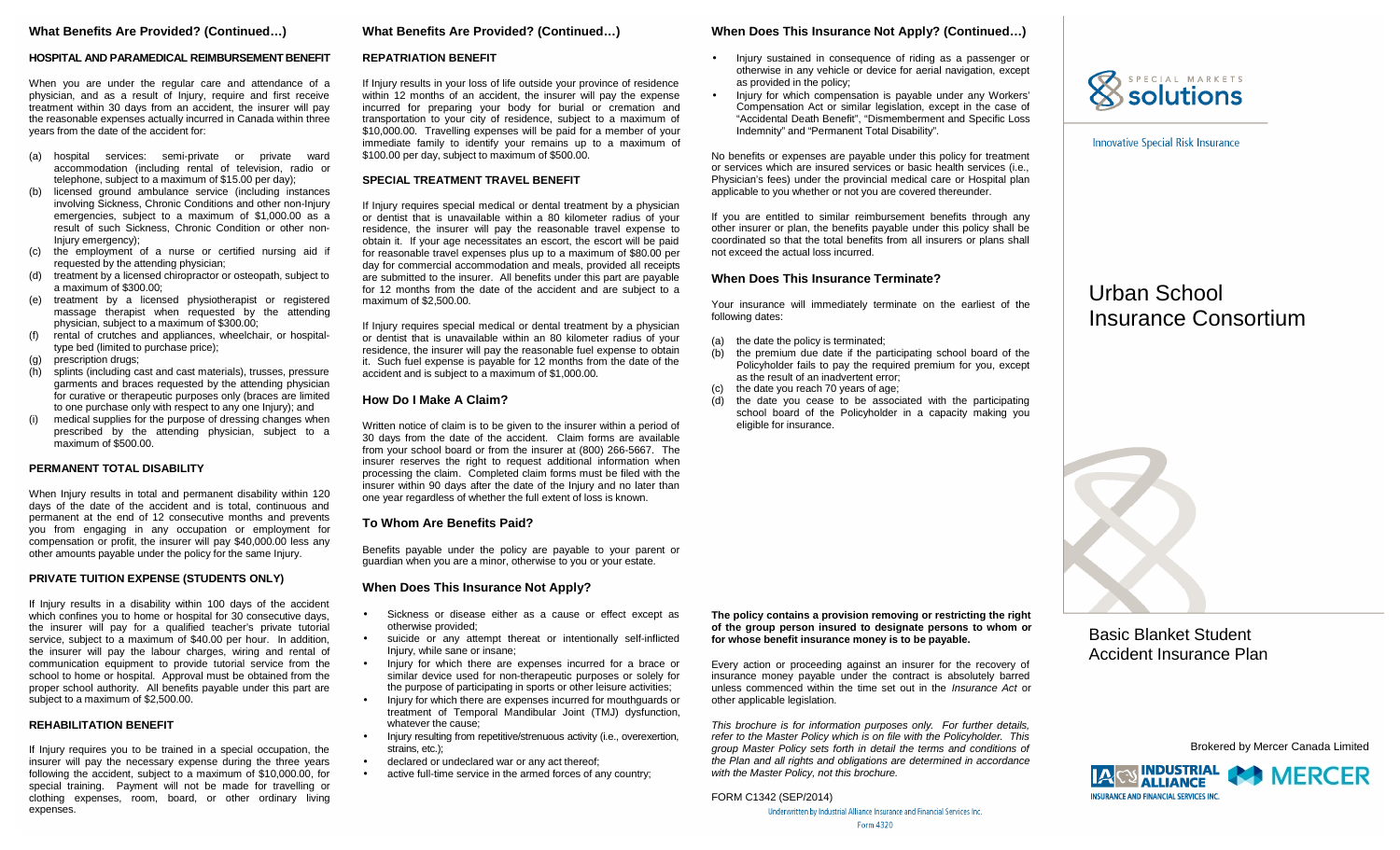## What Benefits Are Provided? (Continued…)

### HOSPITAL AND PARAMEDICAL REIMBURSEMENT BENEFIT

When you are under the regular care and attendance of a physician, and as a result of Injury, require and first receive treatment within 30 days from an accident, the insurer will pay the reasonable expenses actually incurred in Canada within three years from the date of the accident for:

(a) hospital services: semi-private or private ward accommodation (including rental of television, radio or telephone, subject to a maximum of $15.00 per day);
(b) licensed ground ambulance service (including instances involving Sickness, Chronic Conditions and other non-Injury emergencies, subject to a maximum of $1,000.00 as a result of such Sickness, Chronic Condition or other non-Injury emergency);
(c) the employment of a nurse or certified nursing aid if requested by the attending physician;
(d) treatment by a licensed chiropractor or osteopath, subject to a maximum of $300.00;
(e) treatment by a licensed physiotherapist or registered massage therapist when requested by the attending physician, subject to a maximum of $300.00;
(f) rental of crutches and appliances, wheelchair, or hospital-type bed (limited to purchase price);
(g) prescription drugs;
(h) splints (including cast and cast materials), trusses, pressure garments and braces requested by the attending physician for curative or therapeutic purposes only (braces are limited to one purchase only with respect to any one Injury); and
(i) medical supplies for the purpose of dressing changes when prescribed by the attending physician, subject to a maximum of $500.00.

### PERMANENT TOTAL DISABILITY

When Injury results in total and permanent disability within 120 days of the date of the accident and is total, continuous and permanent at the end of 12 consecutive months and prevents you from engaging in any occupation or employment for compensation or profit, the insurer will pay $40,000.00 less any other amounts payable under the policy for the same Injury.

### PRIVATE TUITION EXPENSE (STUDENTS ONLY)

If Injury results in a disability within 100 days of the accident which confines you to home or hospital for 30 consecutive days, the insurer will pay for a qualified teacher's private tutorial service, subject to a maximum of $40.00 per hour. In addition, the insurer will pay the labour charges, wiring and rental of communication equipment to provide tutorial service from the school to home or hospital. Approval must be obtained from the proper school authority. All benefits payable under this part are subject to a maximum of $2,500.00.

### REHABILITATION BENEFIT

If Injury requires you to be trained in a special occupation, the insurer will pay the necessary expense during the three years following the accident, subject to a maximum of $10,000.00, for special training. Payment will not be made for travelling or clothing expenses, room, board, or other ordinary living expenses.

## What Benefits Are Provided? (Continued…)

### REPATRIATION BENEFIT

If Injury results in your loss of life outside your province of residence within 12 months of an accident, the insurer will pay the expense incurred for preparing your body for burial or cremation and transportation to your city of residence, subject to a maximum of $10,000.00. Travelling expenses will be paid for a member of your immediate family to identify your remains up to a maximum of $100.00 per day, subject to maximum of $500.00.

### SPECIAL TREATMENT TRAVEL BENEFIT

If Injury requires special medical or dental treatment by a physician or dentist that is unavailable within a 80 kilometer radius of your residence, the insurer will pay the reasonable travel expense to obtain it. If your age necessitates an escort, the escort will be paid for reasonable travel expenses plus up to a maximum of $80.00 per day for commercial accommodation and meals, provided all receipts are submitted to the insurer. All benefits under this part are payable for 12 months from the date of the accident and are subject to a maximum of $2,500.00.

If Injury requires special medical or dental treatment by a physician or dentist that is unavailable within an 80 kilometer radius of your residence, the insurer will pay the reasonable fuel expense to obtain it. Such fuel expense is payable for 12 months from the date of the accident and is subject to a maximum of $1,000.00.

## How Do I Make A Claim?

Written notice of claim is to be given to the insurer within a period of 30 days from the date of the accident. Claim forms are available from your school board or from the insurer at (800) 266-5667. The insurer reserves the right to request additional information when processing the claim. Completed claim forms must be filed with the insurer within 90 days after the date of the Injury and no later than one year regardless of whether the full extent of loss is known.

## To Whom Are Benefits Paid?

Benefits payable under the policy are payable to your parent or guardian when you are a minor, otherwise to you or your estate.

## When Does This Insurance Not Apply?

- Sickness or disease either as a cause or effect except as otherwise provided;
- suicide or any attempt thereat or intentionally self-inflicted Injury, while sane or insane;
- Injury for which there are expenses incurred for a brace or similar device used for non-therapeutic purposes or solely for the purpose of participating in sports or other leisure activities;
- Injury for which there are expenses incurred for mouthguards or treatment of Temporal Mandibular Joint (TMJ) dysfunction, whatever the cause;
- Injury resulting from repetitive/strenuous activity (i.e., overexertion, strains, etc.);
- declared or undeclared war or any act thereof;
- active full-time service in the armed forces of any country;

## When Does This Insurance Not Apply? (Continued…)

- Injury sustained in consequence of riding as a passenger or otherwise in any vehicle or device for aerial navigation, except as provided in the policy;
- Injury for which compensation is payable under any Workers' Compensation Act or similar legislation, except in the case of "Accidental Death Benefit", "Dismemberment and Specific Loss Indemnity" and "Permanent Total Disability".

No benefits or expenses are payable under this policy for treatment or services which are insured services or basic health services (i.e., Physician's fees) under the provincial medical care or Hospital plan applicable to you whether or not you are covered thereunder.

If you are entitled to similar reimbursement benefits through any other insurer or plan, the benefits payable under this policy shall be coordinated so that the total benefits from all insurers or plans shall not exceed the actual loss incurred.

## When Does This Insurance Terminate?

Your insurance will immediately terminate on the earliest of the following dates:

(a) the date the policy is terminated;
(b) the premium due date if the participating school board of the Policyholder fails to pay the required premium for you, except as the result of an inadvertent error;
(c) the date you reach 70 years of age;
(d) the date you cease to be associated with the participating school board of the Policyholder in a capacity making you eligible for insurance.

**The policy contains a provision removing or restricting the right of the group person insured to designate persons to whom or for whose benefit insurance money is to be payable.**

Every action or proceeding against an insurer for the recovery of insurance money payable under the contract is absolutely barred unless commenced within the time set out in the *Insurance Act* or other applicable legislation.

*This brochure is for information purposes only. For further details, refer to the Master Policy which is on file with the Policyholder. This group Master Policy sets forth in detail the terms and conditions of the Plan and all rights and obligations are determined in accordance with the Master Policy, not this brochure.*

FORM C1342 (SEP/2014)

Underwritten by Industrial Alliance Insurance and Financial Services Inc.

Form 4320

SPECIAL MARKETS solutions

Innovative Special Risk Insurance

# Urban School Insurance Consortium

## Basic Blanket Student Accident Insurance Plan

Brokered by Mercer Canada Limited

INDUSTRIAL ALLIANCE INSURANCE AND FINANCIAL SERVICES INC.

MERCER